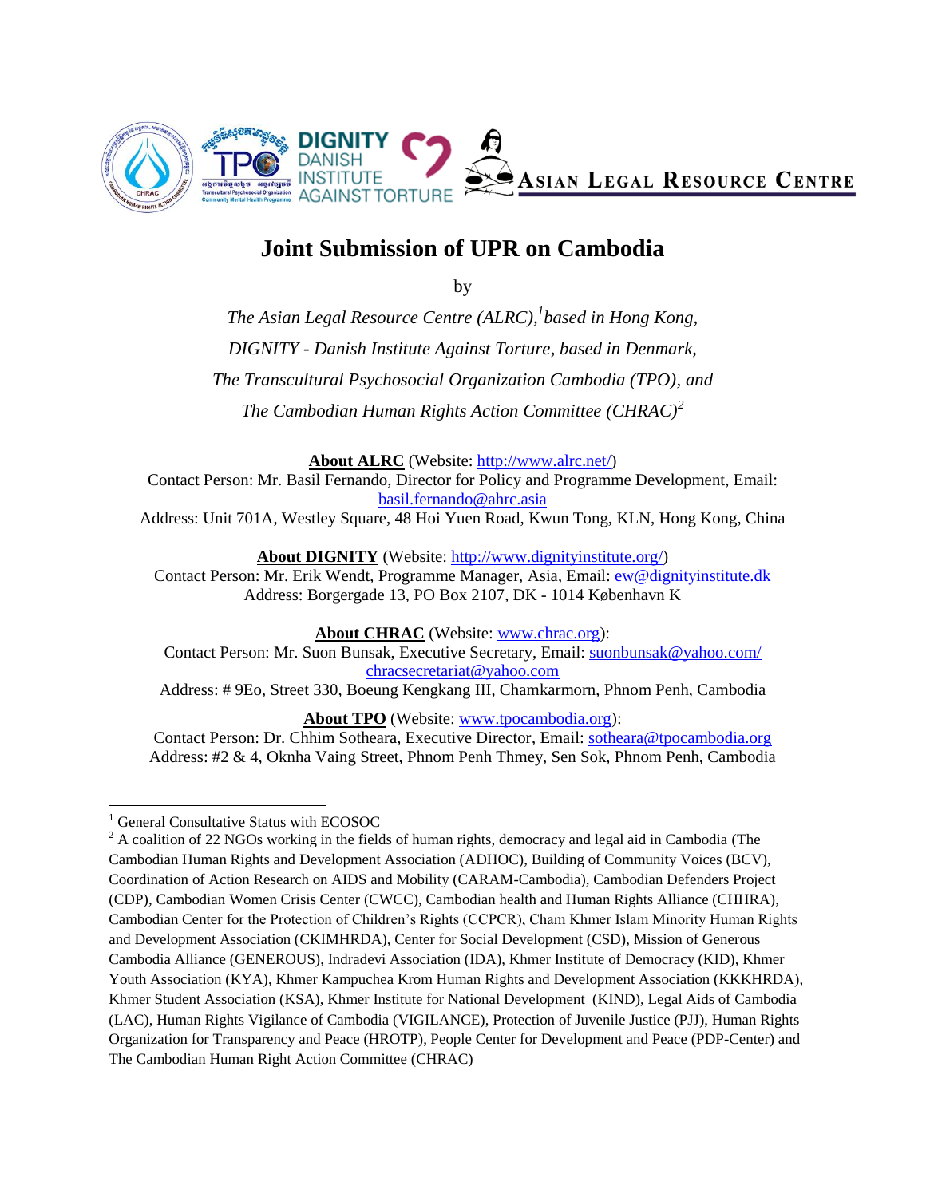# Joint Submission of UPR on Cambodia

by

*The Asian Legal Resource Centre (ALRC),*[1]*based in Hong Kong,*

*DIGNITY - Danish Institute Against Torture, based in Denmark,*

*The Transcultural Psychosocial Organization Cambodia (TPO), and*

*The Cambodian Human Rights Action Committee (CHRAC)*[2]

**About ALRC** (Website: http://www.alrc.net/)
Contact Person: Mr. Basil Fernando, Director for Policy and Programme Development, Email: basil.fernando@ahrc.asia
Address: Unit 701A, Westley Square, 48 Hoi Yuen Road, Kwun Tong, KLN, Hong Kong, China

**About DIGNITY** (Website: http://www.dignityinstitute.org/)
Contact Person: Mr. Erik Wendt, Programme Manager, Asia, Email: ew@dignityinstitute.dk
Address: Borgergade 13, PO Box 2107, DK - 1014 København K

**About CHRAC** (Website: www.chrac.org):
Contact Person: Mr. Suon Bunsak, Executive Secretary, Email: suonbunsak@yahoo.com/ chracsecretariat@yahoo.com
Address: # 9Eo, Street 330, Boeung Kengkang III, Chamkarmorn, Phnom Penh, Cambodia

**About TPO** (Website: www.tpocambodia.org):
Contact Person: Dr. Chhim Sotheara, Executive Director, Email: sotheara@tpocambodia.org
Address: #2 & 4, Oknha Vaing Street, Phnom Penh Thmey, Sen Sok, Phnom Penh, Cambodia

---

[1] General Consultative Status with ECOSOC

[2] A coalition of 22 NGOs working in the fields of human rights, democracy and legal aid in Cambodia (The Cambodian Human Rights and Development Association (ADHOC), Building of Community Voices (BCV), Coordination of Action Research on AIDS and Mobility (CARAM-Cambodia), Cambodian Defenders Project (CDP), Cambodian Women Crisis Center (CWCC), Cambodian health and Human Rights Alliance (CHHRA), Cambodian Center for the Protection of Children's Rights (CCPCR), Cham Khmer Islam Minority Human Rights and Development Association (CKIMHRDA), Center for Social Development (CSD), Mission of Generous Cambodia Alliance (GENEROUS), Indradevi Association (IDA), Khmer Institute of Democracy (KID), Khmer Youth Association (KYA), Khmer Kampuchea Krom Human Rights and Development Association (KKKHRDA), Khmer Student Association (KSA), Khmer Institute for National Development (KIND), Legal Aids of Cambodia (LAC), Human Rights Vigilance of Cambodia (VIGILANCE), Protection of Juvenile Justice (PJJ), Human Rights Organization for Transparency and Peace (HROTP), People Center for Development and Peace (PDP-Center) and The Cambodian Human Right Action Committee (CHRAC)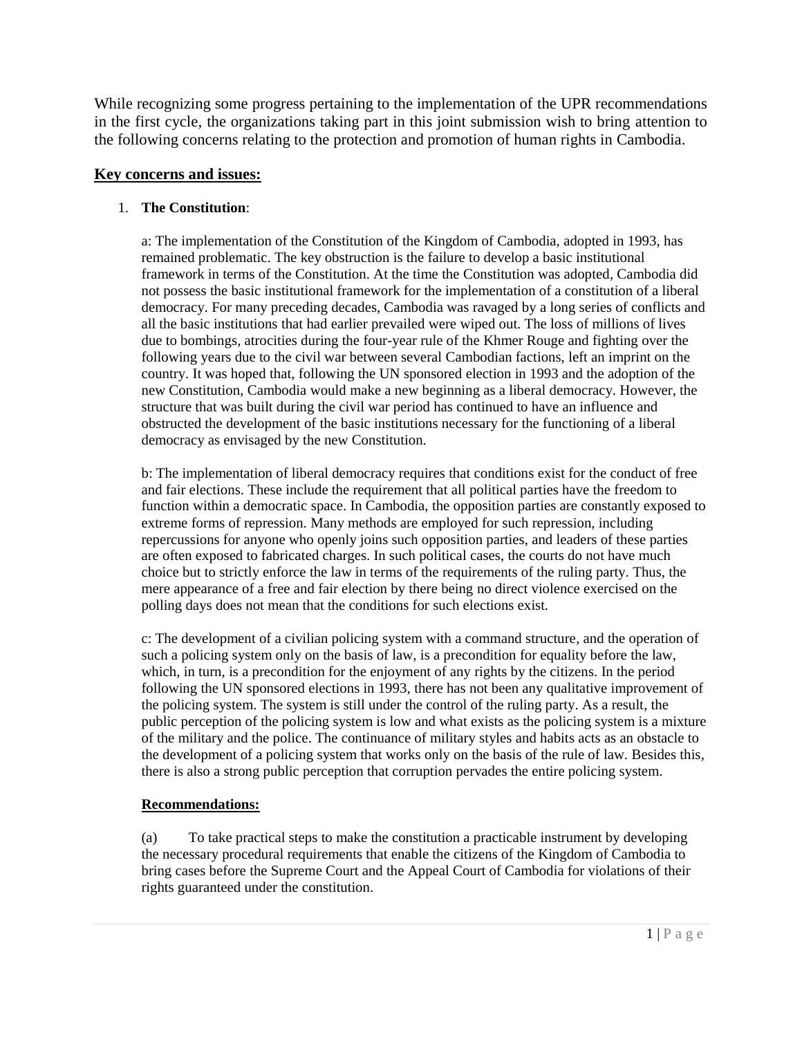While recognizing some progress pertaining to the implementation of the UPR recommendations in the first cycle, the organizations taking part in this joint submission wish to bring attention to the following concerns relating to the protection and promotion of human rights in Cambodia.

## Key concerns and issues:

1. **The Constitution**:

   a: The implementation of the Constitution of the Kingdom of Cambodia, adopted in 1993, has remained problematic. The key obstruction is the failure to develop a basic institutional framework in terms of the Constitution. At the time the Constitution was adopted, Cambodia did not possess the basic institutional framework for the implementation of a constitution of a liberal democracy. For many preceding decades, Cambodia was ravaged by a long series of conflicts and all the basic institutions that had earlier prevailed were wiped out. The loss of millions of lives due to bombings, atrocities during the four-year rule of the Khmer Rouge and fighting over the following years due to the civil war between several Cambodian factions, left an imprint on the country. It was hoped that, following the UN sponsored election in 1993 and the adoption of the new Constitution, Cambodia would make a new beginning as a liberal democracy. However, the structure that was built during the civil war period has continued to have an influence and obstructed the development of the basic institutions necessary for the functioning of a liberal democracy as envisaged by the new Constitution.

   b: The implementation of liberal democracy requires that conditions exist for the conduct of free and fair elections. These include the requirement that all political parties have the freedom to function within a democratic space. In Cambodia, the opposition parties are constantly exposed to extreme forms of repression. Many methods are employed for such repression, including repercussions for anyone who openly joins such opposition parties, and leaders of these parties are often exposed to fabricated charges. In such political cases, the courts do not have much choice but to strictly enforce the law in terms of the requirements of the ruling party. Thus, the mere appearance of a free and fair election by there being no direct violence exercised on the polling days does not mean that the conditions for such elections exist.

   c: The development of a civilian policing system with a command structure, and the operation of such a policing system only on the basis of law, is a precondition for equality before the law, which, in turn, is a precondition for the enjoyment of any rights by the citizens. In the period following the UN sponsored elections in 1993, there has not been any qualitative improvement of the policing system. The system is still under the control of the ruling party. As a result, the public perception of the policing system is low and what exists as the policing system is a mixture of the military and the police. The continuance of military styles and habits acts as an obstacle to the development of a policing system that works only on the basis of the rule of law. Besides this, there is also a strong public perception that corruption pervades the entire policing system.

   **Recommendations:**

   (a) To take practical steps to make the constitution a practicable instrument by developing the necessary procedural requirements that enable the citizens of the Kingdom of Cambodia to bring cases before the Supreme Court and the Appeal Court of Cambodia for violations of their rights guaranteed under the constitution.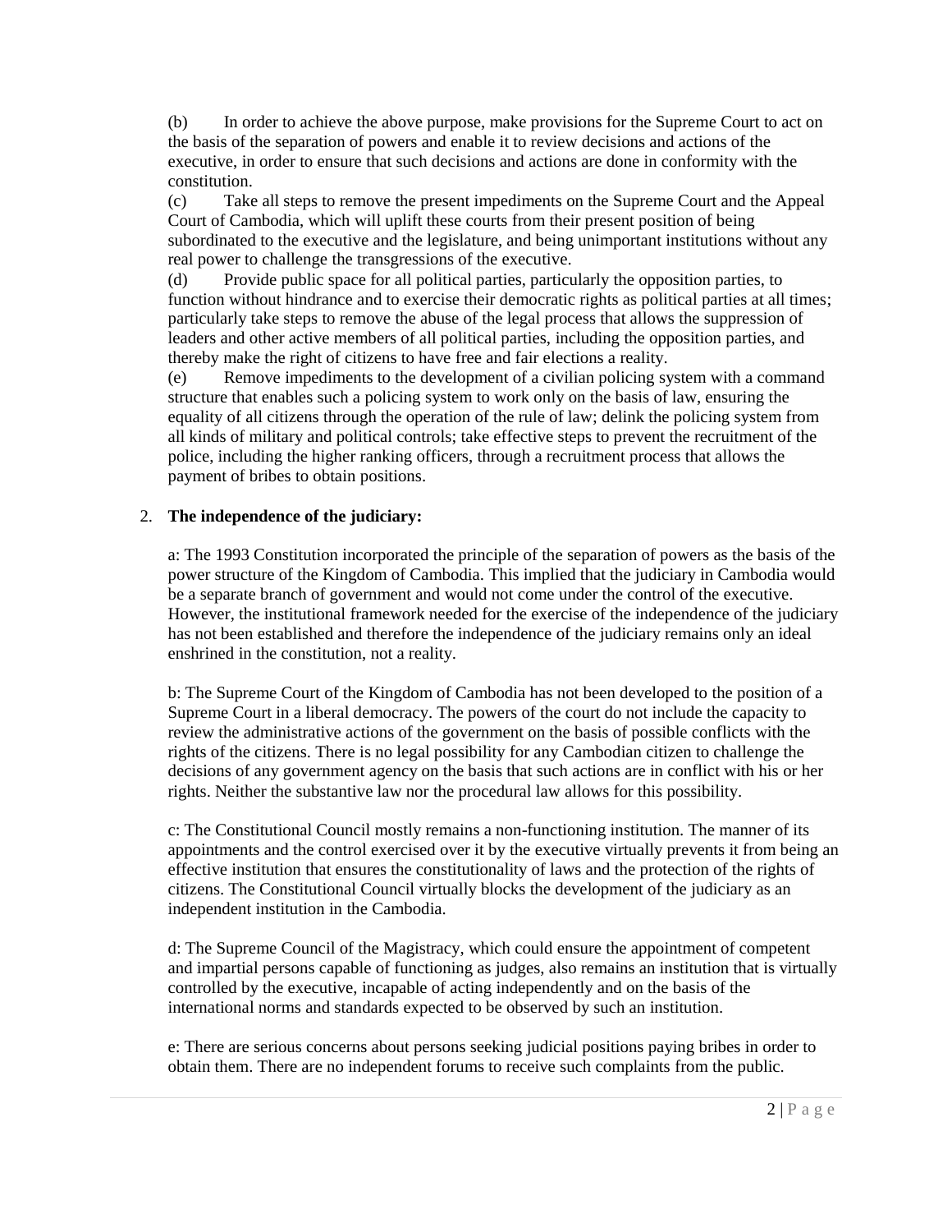(b) In order to achieve the above purpose, make provisions for the Supreme Court to act on the basis of the separation of powers and enable it to review decisions and actions of the executive, in order to ensure that such decisions and actions are done in conformity with the constitution.

(c) Take all steps to remove the present impediments on the Supreme Court and the Appeal Court of Cambodia, which will uplift these courts from their present position of being subordinated to the executive and the legislature, and being unimportant institutions without any real power to challenge the transgressions of the executive.

(d) Provide public space for all political parties, particularly the opposition parties, to function without hindrance and to exercise their democratic rights as political parties at all times; particularly take steps to remove the abuse of the legal process that allows the suppression of leaders and other active members of all political parties, including the opposition parties, and thereby make the right of citizens to have free and fair elections a reality.

(e) Remove impediments to the development of a civilian policing system with a command structure that enables such a policing system to work only on the basis of law, ensuring the equality of all citizens through the operation of the rule of law; delink the policing system from all kinds of military and political controls; take effective steps to prevent the recruitment of the police, including the higher ranking officers, through a recruitment process that allows the payment of bribes to obtain positions.

2. **The independence of the judiciary:**

a: The 1993 Constitution incorporated the principle of the separation of powers as the basis of the power structure of the Kingdom of Cambodia. This implied that the judiciary in Cambodia would be a separate branch of government and would not come under the control of the executive. However, the institutional framework needed for the exercise of the independence of the judiciary has not been established and therefore the independence of the judiciary remains only an ideal enshrined in the constitution, not a reality.

b: The Supreme Court of the Kingdom of Cambodia has not been developed to the position of a Supreme Court in a liberal democracy. The powers of the court do not include the capacity to review the administrative actions of the government on the basis of possible conflicts with the rights of the citizens. There is no legal possibility for any Cambodian citizen to challenge the decisions of any government agency on the basis that such actions are in conflict with his or her rights. Neither the substantive law nor the procedural law allows for this possibility.

c: The Constitutional Council mostly remains a non-functioning institution. The manner of its appointments and the control exercised over it by the executive virtually prevents it from being an effective institution that ensures the constitutionality of laws and the protection of the rights of citizens. The Constitutional Council virtually blocks the development of the judiciary as an independent institution in the Cambodia.

d: The Supreme Council of the Magistracy, which could ensure the appointment of competent and impartial persons capable of functioning as judges, also remains an institution that is virtually controlled by the executive, incapable of acting independently and on the basis of the international norms and standards expected to be observed by such an institution.

e: There are serious concerns about persons seeking judicial positions paying bribes in order to obtain them. There are no independent forums to receive such complaints from the public.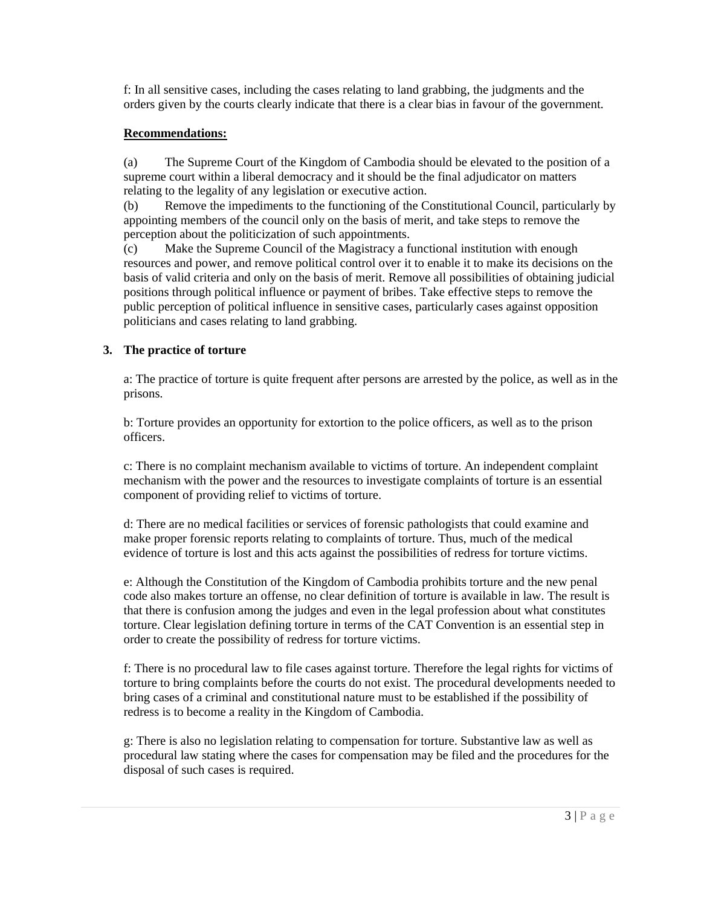f: In all sensitive cases, including the cases relating to land grabbing, the judgments and the orders given by the courts clearly indicate that there is a clear bias in favour of the government.

**Recommendations:**

(a) The Supreme Court of the Kingdom of Cambodia should be elevated to the position of a supreme court within a liberal democracy and it should be the final adjudicator on matters relating to the legality of any legislation or executive action.

(b) Remove the impediments to the functioning of the Constitutional Council, particularly by appointing members of the council only on the basis of merit, and take steps to remove the perception about the politicization of such appointments.

(c) Make the Supreme Council of the Magistracy a functional institution with enough resources and power, and remove political control over it to enable it to make its decisions on the basis of valid criteria and only on the basis of merit. Remove all possibilities of obtaining judicial positions through political influence or payment of bribes. Take effective steps to remove the public perception of political influence in sensitive cases, particularly cases against opposition politicians and cases relating to land grabbing.

## 3. The practice of torture

a: The practice of torture is quite frequent after persons are arrested by the police, as well as in the prisons.

b: Torture provides an opportunity for extortion to the police officers, as well as to the prison officers.

c: There is no complaint mechanism available to victims of torture. An independent complaint mechanism with the power and the resources to investigate complaints of torture is an essential component of providing relief to victims of torture.

d: There are no medical facilities or services of forensic pathologists that could examine and make proper forensic reports relating to complaints of torture. Thus, much of the medical evidence of torture is lost and this acts against the possibilities of redress for torture victims.

e: Although the Constitution of the Kingdom of Cambodia prohibits torture and the new penal code also makes torture an offense, no clear definition of torture is available in law. The result is that there is confusion among the judges and even in the legal profession about what constitutes torture. Clear legislation defining torture in terms of the CAT Convention is an essential step in order to create the possibility of redress for torture victims.

f: There is no procedural law to file cases against torture. Therefore the legal rights for victims of torture to bring complaints before the courts do not exist. The procedural developments needed to bring cases of a criminal and constitutional nature must to be established if the possibility of redress is to become a reality in the Kingdom of Cambodia.

g: There is also no legislation relating to compensation for torture. Substantive law as well as procedural law stating where the cases for compensation may be filed and the procedures for the disposal of such cases is required.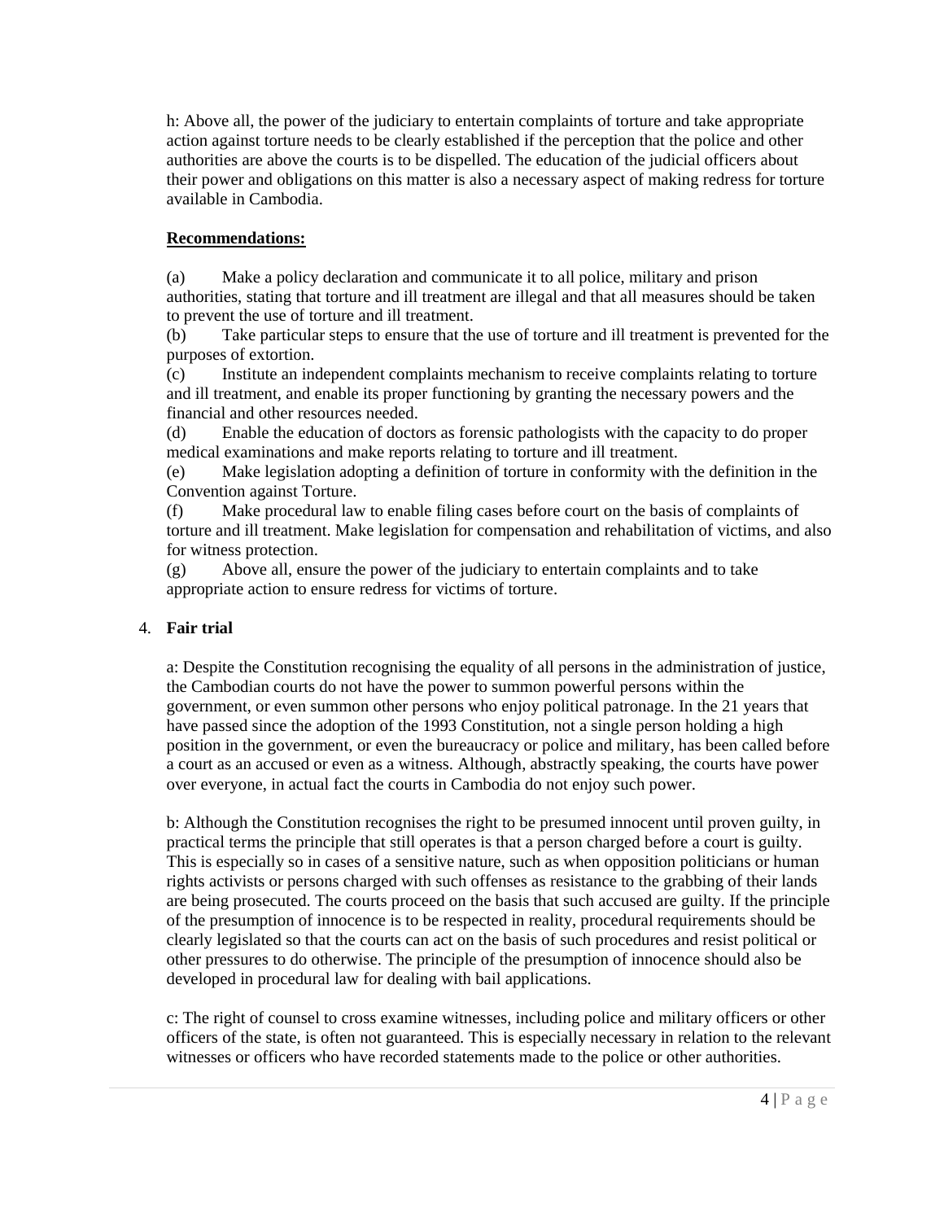h: Above all, the power of the judiciary to entertain complaints of torture and take appropriate action against torture needs to be clearly established if the perception that the police and other authorities are above the courts is to be dispelled. The education of the judicial officers about their power and obligations on this matter is also a necessary aspect of making redress for torture available in Cambodia.

**Recommendations:**

(a) Make a policy declaration and communicate it to all police, military and prison authorities, stating that torture and ill treatment are illegal and that all measures should be taken to prevent the use of torture and ill treatment.
(b) Take particular steps to ensure that the use of torture and ill treatment is prevented for the purposes of extortion.
(c) Institute an independent complaints mechanism to receive complaints relating to torture and ill treatment, and enable its proper functioning by granting the necessary powers and the financial and other resources needed.
(d) Enable the education of doctors as forensic pathologists with the capacity to do proper medical examinations and make reports relating to torture and ill treatment.
(e) Make legislation adopting a definition of torture in conformity with the definition in the Convention against Torture.
(f) Make procedural law to enable filing cases before court on the basis of complaints of torture and ill treatment. Make legislation for compensation and rehabilitation of victims, and also for witness protection.
(g) Above all, ensure the power of the judiciary to entertain complaints and to take appropriate action to ensure redress for victims of torture.

4. **Fair trial**

a: Despite the Constitution recognising the equality of all persons in the administration of justice, the Cambodian courts do not have the power to summon powerful persons within the government, or even summon other persons who enjoy political patronage. In the 21 years that have passed since the adoption of the 1993 Constitution, not a single person holding a high position in the government, or even the bureaucracy or police and military, has been called before a court as an accused or even as a witness. Although, abstractly speaking, the courts have power over everyone, in actual fact the courts in Cambodia do not enjoy such power.

b: Although the Constitution recognises the right to be presumed innocent until proven guilty, in practical terms the principle that still operates is that a person charged before a court is guilty. This is especially so in cases of a sensitive nature, such as when opposition politicians or human rights activists or persons charged with such offenses as resistance to the grabbing of their lands are being prosecuted. The courts proceed on the basis that such accused are guilty. If the principle of the presumption of innocence is to be respected in reality, procedural requirements should be clearly legislated so that the courts can act on the basis of such procedures and resist political or other pressures to do otherwise. The principle of the presumption of innocence should also be developed in procedural law for dealing with bail applications.

c: The right of counsel to cross examine witnesses, including police and military officers or other officers of the state, is often not guaranteed. This is especially necessary in relation to the relevant witnesses or officers who have recorded statements made to the police or other authorities.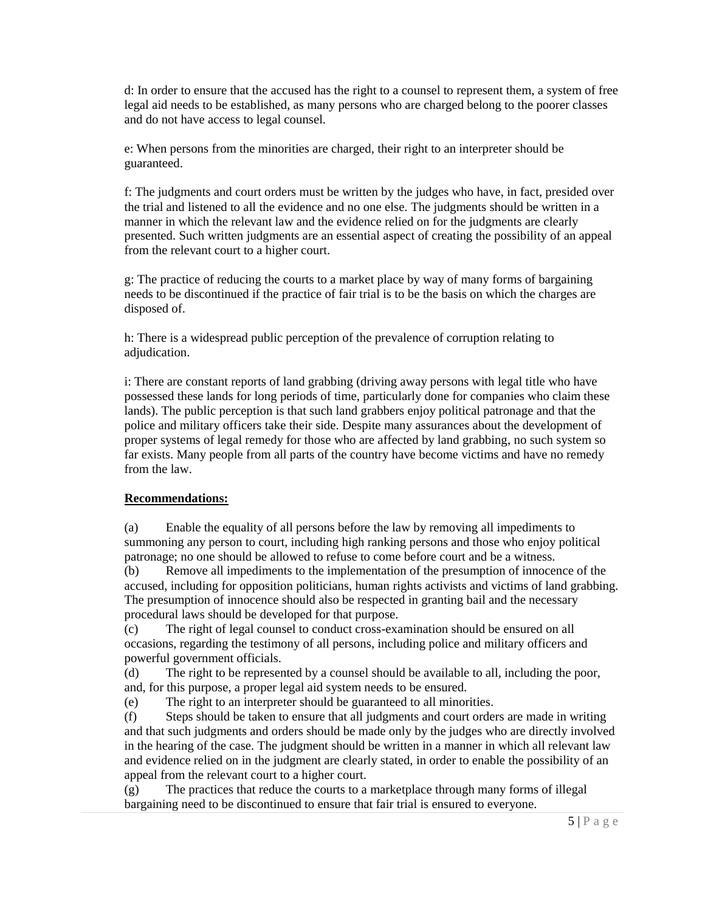d: In order to ensure that the accused has the right to a counsel to represent them, a system of free legal aid needs to be established, as many persons who are charged belong to the poorer classes and do not have access to legal counsel.

e: When persons from the minorities are charged, their right to an interpreter should be guaranteed.

f: The judgments and court orders must be written by the judges who have, in fact, presided over the trial and listened to all the evidence and no one else. The judgments should be written in a manner in which the relevant law and the evidence relied on for the judgments are clearly presented. Such written judgments are an essential aspect of creating the possibility of an appeal from the relevant court to a higher court.

g: The practice of reducing the courts to a market place by way of many forms of bargaining needs to be discontinued if the practice of fair trial is to be the basis on which the charges are disposed of.

h: There is a widespread public perception of the prevalence of corruption relating to adjudication.

i: There are constant reports of land grabbing (driving away persons with legal title who have possessed these lands for long periods of time, particularly done for companies who claim these lands). The public perception is that such land grabbers enjoy political patronage and that the police and military officers take their side. Despite many assurances about the development of proper systems of legal remedy for those who are affected by land grabbing, no such system so far exists. Many people from all parts of the country have become victims and have no remedy from the law.

**Recommendations:**

(a) Enable the equality of all persons before the law by removing all impediments to summoning any person to court, including high ranking persons and those who enjoy political patronage; no one should be allowed to refuse to come before court and be a witness.

(b) Remove all impediments to the implementation of the presumption of innocence of the accused, including for opposition politicians, human rights activists and victims of land grabbing. The presumption of innocence should also be respected in granting bail and the necessary procedural laws should be developed for that purpose.

(c) The right of legal counsel to conduct cross-examination should be ensured on all occasions, regarding the testimony of all persons, including police and military officers and powerful government officials.

(d) The right to be represented by a counsel should be available to all, including the poor, and, for this purpose, a proper legal aid system needs to be ensured.

(e) The right to an interpreter should be guaranteed to all minorities.

(f) Steps should be taken to ensure that all judgments and court orders are made in writing and that such judgments and orders should be made only by the judges who are directly involved in the hearing of the case. The judgment should be written in a manner in which all relevant law and evidence relied on in the judgment are clearly stated, in order to enable the possibility of an appeal from the relevant court to a higher court.

(g) The practices that reduce the courts to a marketplace through many forms of illegal bargaining need to be discontinued to ensure that fair trial is ensured to everyone.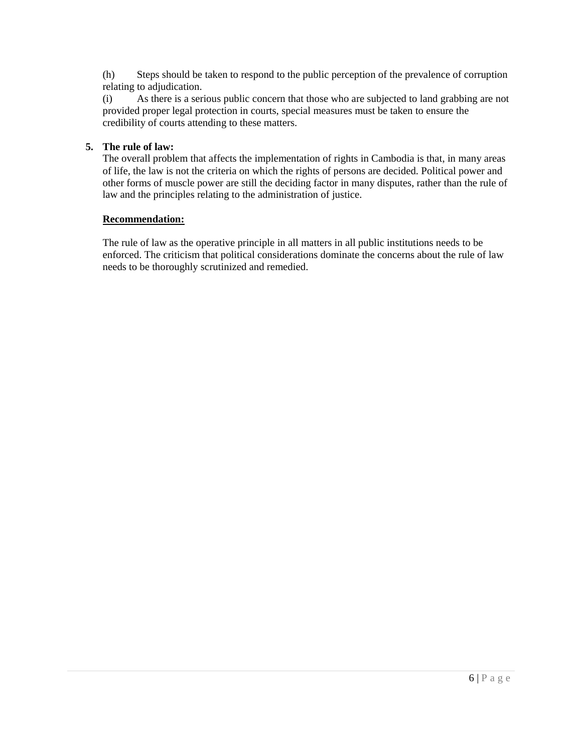(h) Steps should be taken to respond to the public perception of the prevalence of corruption relating to adjudication.

(i) As there is a serious public concern that those who are subjected to land grabbing are not provided proper legal protection in courts, special measures must be taken to ensure the credibility of courts attending to these matters.

5. **The rule of law:**

The overall problem that affects the implementation of rights in Cambodia is that, in many areas of life, the law is not the criteria on which the rights of persons are decided. Political power and other forms of muscle power are still the deciding factor in many disputes, rather than the rule of law and the principles relating to the administration of justice.

**Recommendation:**

The rule of law as the operative principle in all matters in all public institutions needs to be enforced. The criticism that political considerations dominate the concerns about the rule of law needs to be thoroughly scrutinized and remedied.